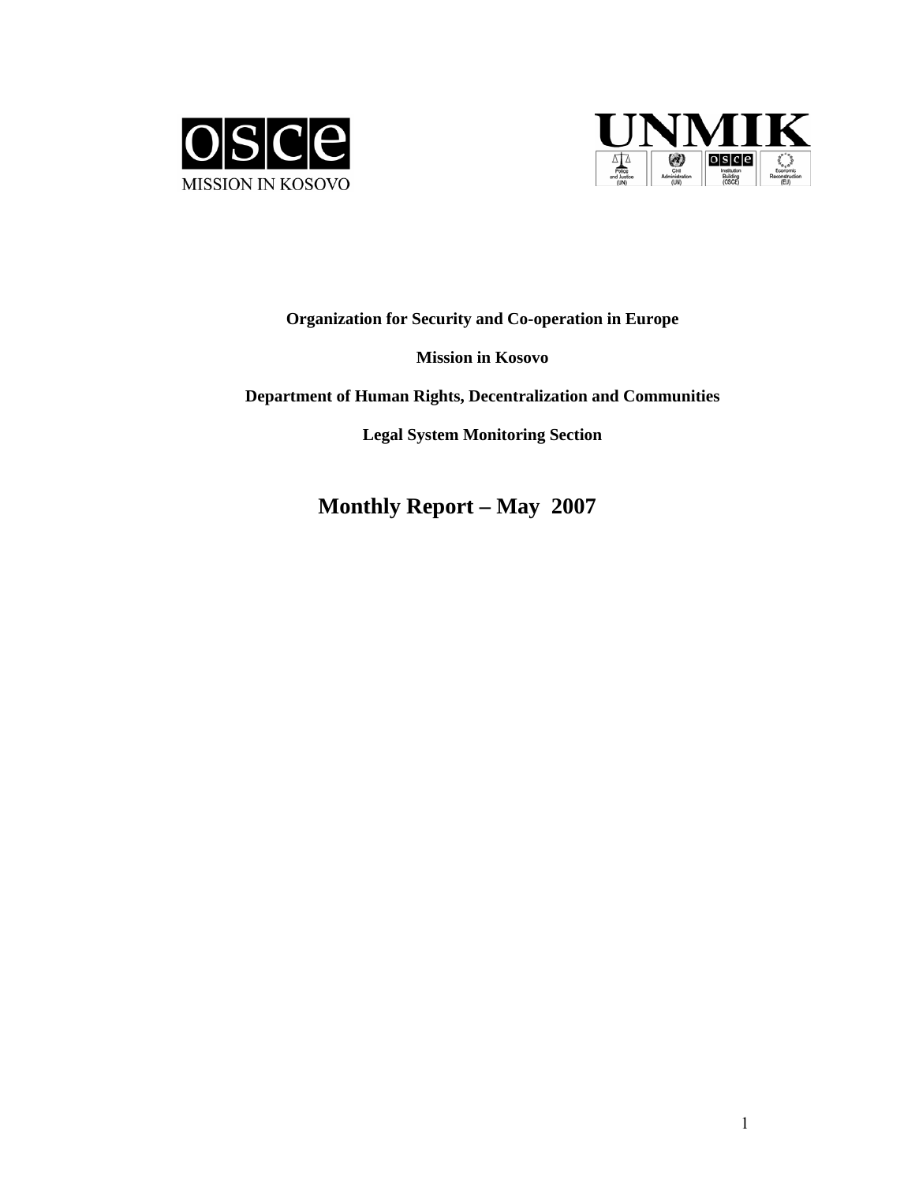OSCE MISSION IN KOSOVO

UNMIK

**Organization for Security and Co-operation in Europe**

**Mission in Kosovo**

**Department of Human Rights, Decentralization and Communities**

**Legal System Monitoring Section**

# Monthly Report – May 2007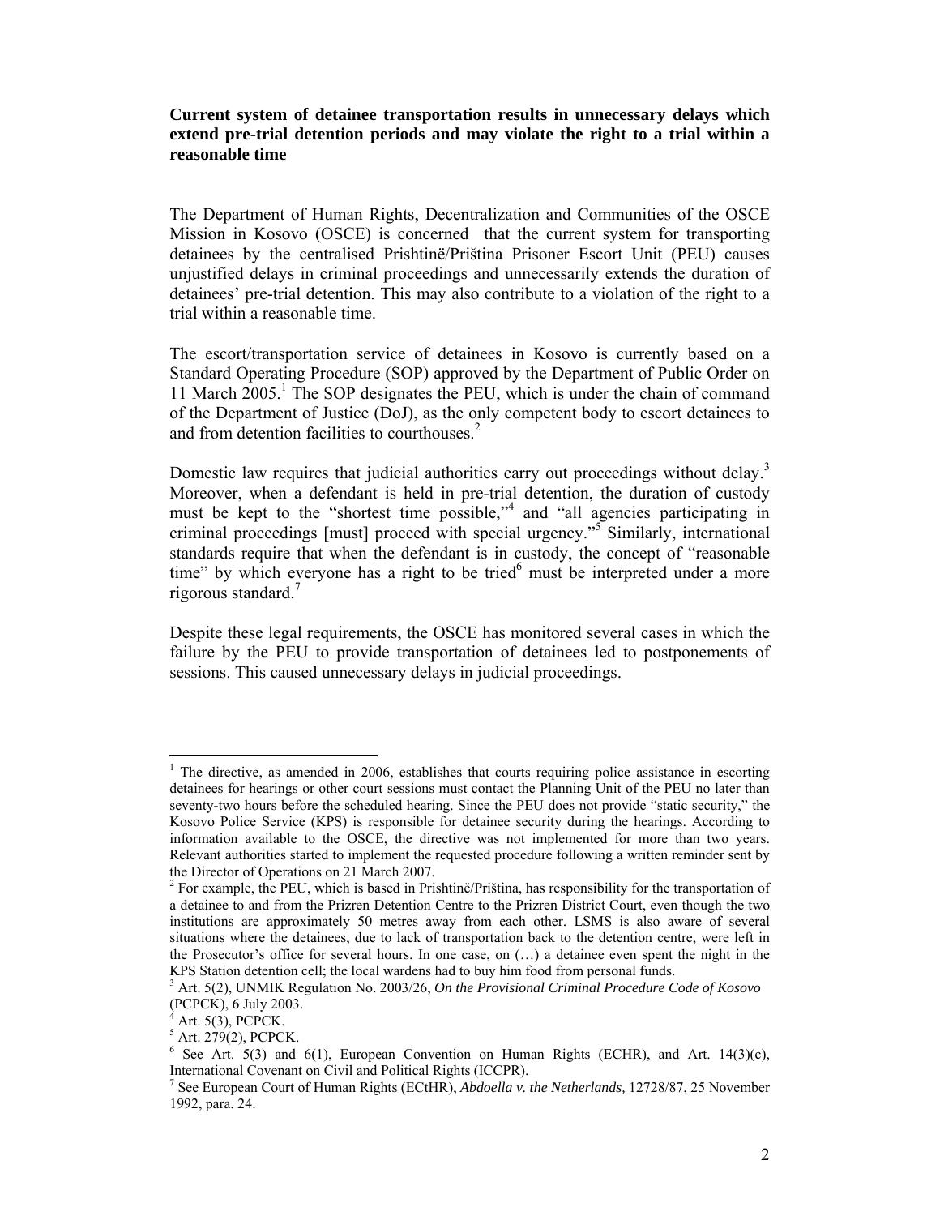**Current system of detainee transportation results in unnecessary delays which extend pre-trial detention periods and may violate the right to a trial within a reasonable time**

The Department of Human Rights, Decentralization and Communities of the OSCE Mission in Kosovo (OSCE) is concerned that the current system for transporting detainees by the centralised Prishtinë/Priština Prisoner Escort Unit (PEU) causes unjustified delays in criminal proceedings and unnecessarily extends the duration of detainees' pre-trial detention. This may also contribute to a violation of the right to a trial within a reasonable time.

The escort/transportation service of detainees in Kosovo is currently based on a Standard Operating Procedure (SOP) approved by the Department of Public Order on 11 March 2005.[1] The SOP designates the PEU, which is under the chain of command of the Department of Justice (DoJ), as the only competent body to escort detainees to and from detention facilities to courthouses.[2]

Domestic law requires that judicial authorities carry out proceedings without delay.[3] Moreover, when a defendant is held in pre-trial detention, the duration of custody must be kept to the "shortest time possible,"[4] and "all agencies participating in criminal proceedings [must] proceed with special urgency."[5] Similarly, international standards require that when the defendant is in custody, the concept of "reasonable time" by which everyone has a right to be tried[6] must be interpreted under a more rigorous standard.[7]

Despite these legal requirements, the OSCE has monitored several cases in which the failure by the PEU to provide transportation of detainees led to postponements of sessions. This caused unnecessary delays in judicial proceedings.

---

[1] The directive, as amended in 2006, establishes that courts requiring police assistance in escorting detainees for hearings or other court sessions must contact the Planning Unit of the PEU no later than seventy-two hours before the scheduled hearing. Since the PEU does not provide "static security," the Kosovo Police Service (KPS) is responsible for detainee security during the hearings. According to information available to the OSCE, the directive was not implemented for more than two years. Relevant authorities started to implement the requested procedure following a written reminder sent by the Director of Operations on 21 March 2007.

[2] For example, the PEU, which is based in Prishtinë/Priština, has responsibility for the transportation of a detainee to and from the Prizren Detention Centre to the Prizren District Court, even though the two institutions are approximately 50 metres away from each other. LSMS is also aware of several situations where the detainees, due to lack of transportation back to the detention centre, were left in the Prosecutor's office for several hours. In one case, on (…) a detainee even spent the night in the KPS Station detention cell; the local wardens had to buy him food from personal funds.

[3] Art. 5(2), UNMIK Regulation No. 2003/26, *On the Provisional Criminal Procedure Code of Kosovo* (PCPCK), 6 July 2003.

[4] Art. 5(3), PCPCK.

[5] Art. 279(2), PCPCK.

[6] See Art. 5(3) and 6(1), European Convention on Human Rights (ECHR), and Art. 14(3)(c), International Covenant on Civil and Political Rights (ICCPR).

[7] See European Court of Human Rights (ECtHR), *Abdoella v. the Netherlands,* 12728/87, 25 November 1992, para. 24.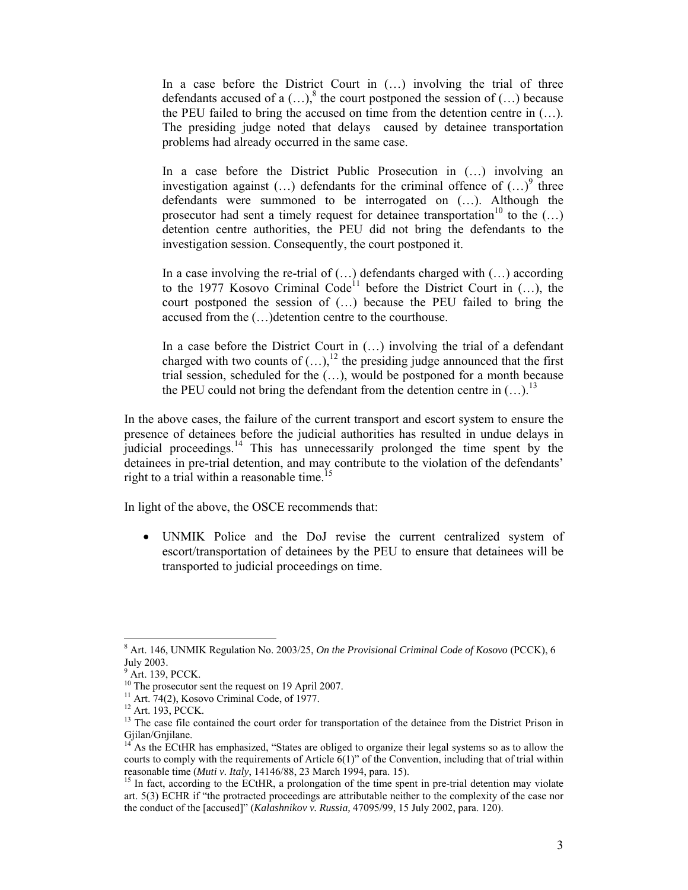> In a case before the District Court in (…) involving the trial of three defendants accused of a (…),[8] the court postponed the session of (…) because the PEU failed to bring the accused on time from the detention centre in (…). The presiding judge noted that delays caused by detainee transportation problems had already occurred in the same case.
>
> In a case before the District Public Prosecution in (…) involving an investigation against (…) defendants for the criminal offence of (…)[9] three defendants were summoned to be interrogated on (…). Although the prosecutor had sent a timely request for detainee transportation[10] to the (…) detention centre authorities, the PEU did not bring the defendants to the investigation session. Consequently, the court postponed it.
>
> In a case involving the re-trial of (…) defendants charged with (…) according to the 1977 Kosovo Criminal Code[11] before the District Court in (…), the court postponed the session of (…) because the PEU failed to bring the accused from the (…)detention centre to the courthouse.
>
> In a case before the District Court in (…) involving the trial of a defendant charged with two counts of (…),[12] the presiding judge announced that the first trial session, scheduled for the (…), would be postponed for a month because the PEU could not bring the defendant from the detention centre in (…).[13]

In the above cases, the failure of the current transport and escort system to ensure the presence of detainees before the judicial authorities has resulted in undue delays in judicial proceedings.[14] This has unnecessarily prolonged the time spent by the detainees in pre-trial detention, and may contribute to the violation of the defendants' right to a trial within a reasonable time.[15]

In light of the above, the OSCE recommends that:

- UNMIK Police and the DoJ revise the current centralized system of escort/transportation of detainees by the PEU to ensure that detainees will be transported to judicial proceedings on time.

---

[8] Art. 146, UNMIK Regulation No. 2003/25, *On the Provisional Criminal Code of Kosovo* (PCCK), 6 July 2003.

[9] Art. 139, PCCK.

[10] The prosecutor sent the request on 19 April 2007.

[11] Art. 74(2), Kosovo Criminal Code, of 1977.

[12] Art. 193, PCCK.

[13] The case file contained the court order for transportation of the detainee from the District Prison in Gjilan/Gnjilane.

[14] As the ECtHR has emphasized, "States are obliged to organize their legal systems so as to allow the courts to comply with the requirements of Article 6(1)" of the Convention, including that of trial within reasonable time (*Muti v. Italy*, 14146/88, 23 March 1994, para. 15).

[15] In fact, according to the ECtHR, a prolongation of the time spent in pre-trial detention may violate art. 5(3) ECHR if "the protracted proceedings are attributable neither to the complexity of the case nor the conduct of the [accused]" (*Kalashnikov v. Russia*, 47095/99, 15 July 2002, para. 120).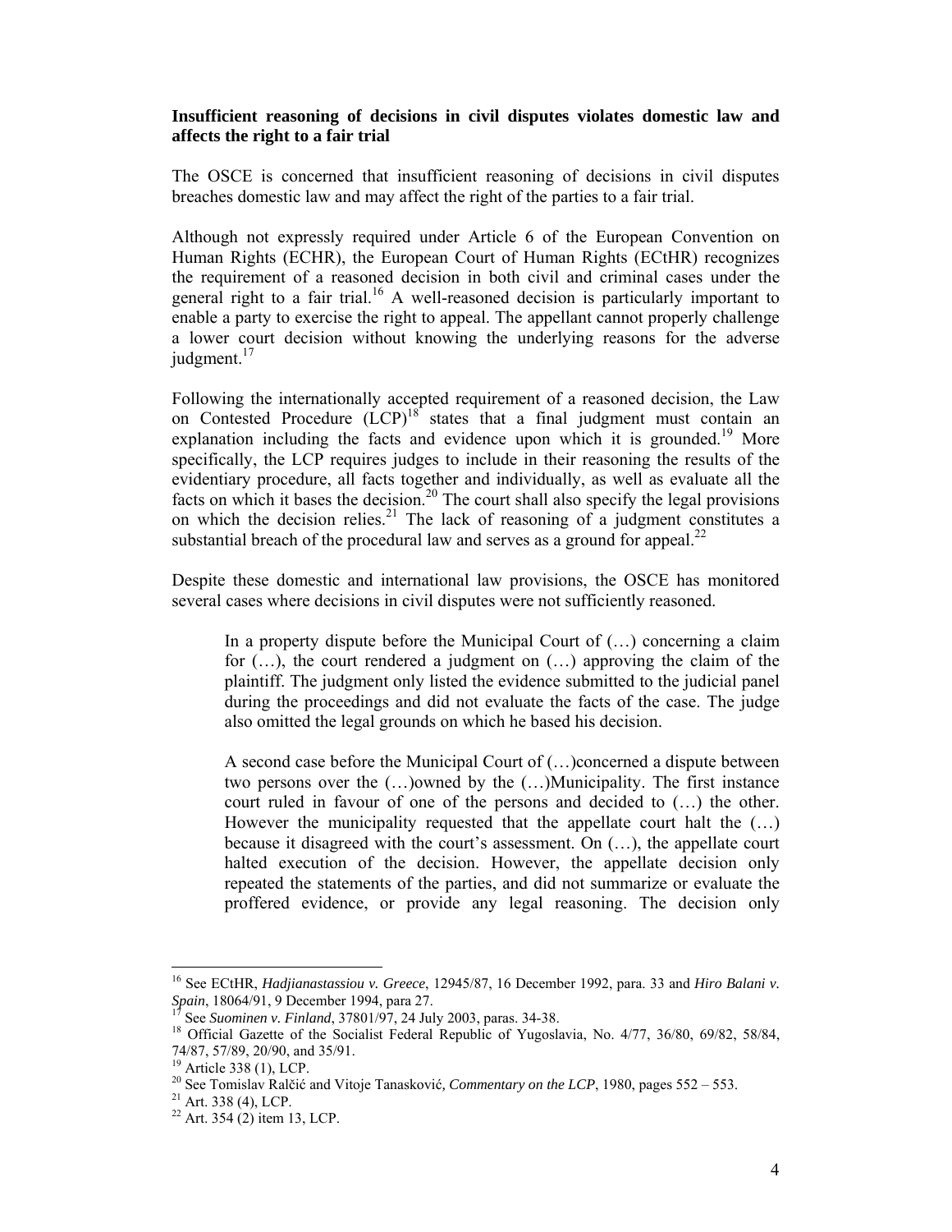**Insufficient reasoning of decisions in civil disputes violates domestic law and affects the right to a fair trial**

The OSCE is concerned that insufficient reasoning of decisions in civil disputes breaches domestic law and may affect the right of the parties to a fair trial.

Although not expressly required under Article 6 of the European Convention on Human Rights (ECHR), the European Court of Human Rights (ECtHR) recognizes the requirement of a reasoned decision in both civil and criminal cases under the general right to a fair trial.[16] A well-reasoned decision is particularly important to enable a party to exercise the right to appeal. The appellant cannot properly challenge a lower court decision without knowing the underlying reasons for the adverse judgment.[17]

Following the internationally accepted requirement of a reasoned decision, the Law on Contested Procedure (LCP)[18] states that a final judgment must contain an explanation including the facts and evidence upon which it is grounded.[19] More specifically, the LCP requires judges to include in their reasoning the results of the evidentiary procedure, all facts together and individually, as well as evaluate all the facts on which it bases the decision.[20] The court shall also specify the legal provisions on which the decision relies.[21] The lack of reasoning of a judgment constitutes a substantial breach of the procedural law and serves as a ground for appeal.[22]

Despite these domestic and international law provisions, the OSCE has monitored several cases where decisions in civil disputes were not sufficiently reasoned.

> In a property dispute before the Municipal Court of (…) concerning a claim for (…), the court rendered a judgment on (…) approving the claim of the plaintiff. The judgment only listed the evidence submitted to the judicial panel during the proceedings and did not evaluate the facts of the case. The judge also omitted the legal grounds on which he based his decision.
>
> A second case before the Municipal Court of (…)concerned a dispute between two persons over the (…)owned by the (…)Municipality. The first instance court ruled in favour of one of the persons and decided to (…) the other. However the municipality requested that the appellate court halt the (…) because it disagreed with the court's assessment. On (…), the appellate court halted execution of the decision. However, the appellate decision only repeated the statements of the parties, and did not summarize or evaluate the proffered evidence, or provide any legal reasoning. The decision only

---

[16] See ECtHR, *Hadjianastassiou v. Greece*, 12945/87, 16 December 1992, para. 33 and *Hiro Balani v. Spain*, 18064/91, 9 December 1994, para 27.

[17] See *Suominen v. Finland*, 37801/97, 24 July 2003, paras. 34-38.

[18] Official Gazette of the Socialist Federal Republic of Yugoslavia, No. 4/77, 36/80, 69/82, 58/84, 74/87, 57/89, 20/90, and 35/91.

[19] Article 338 (1), LCP.

[20] See Tomislav Ralčić and Vitoje Tanasković, *Commentary on the LCP*, 1980, pages 552 – 553.

[21] Art. 338 (4), LCP.

[22] Art. 354 (2) item 13, LCP.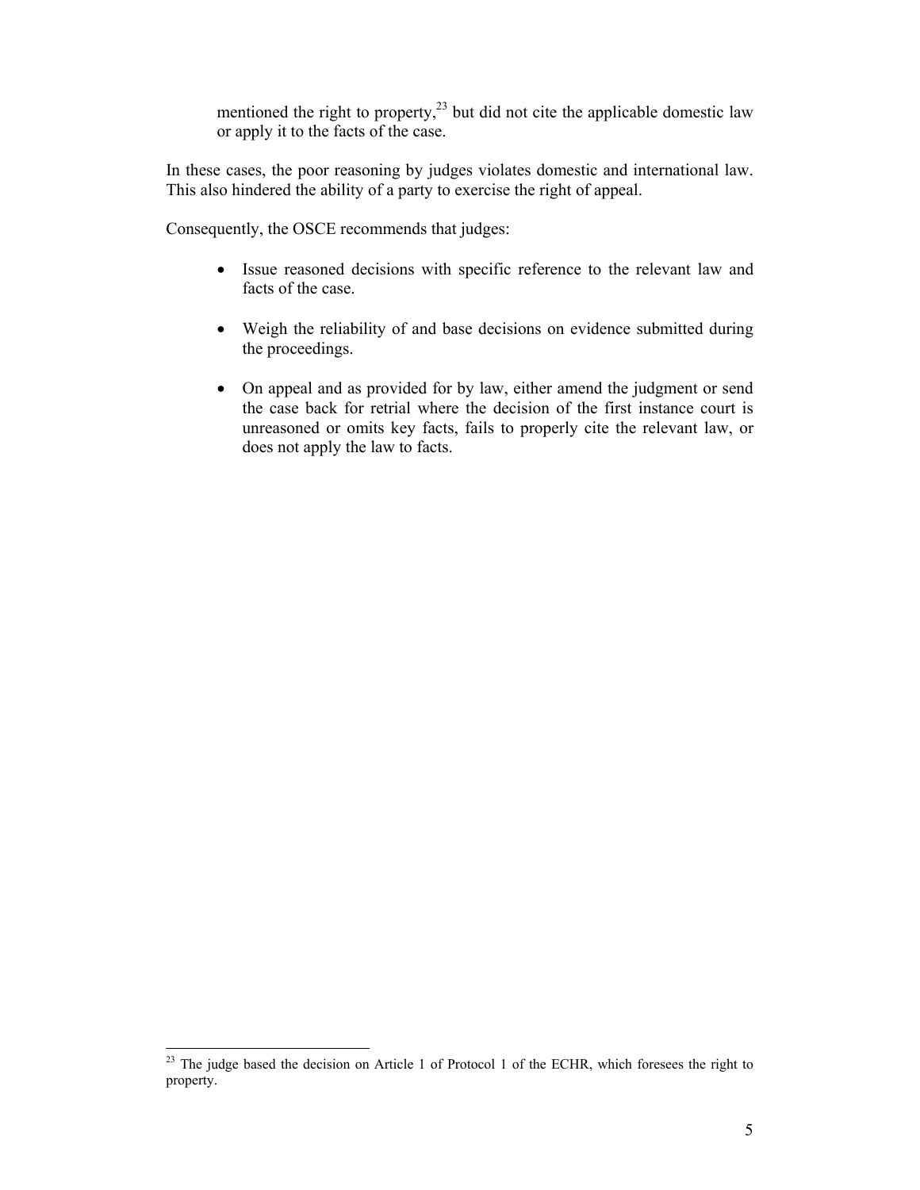mentioned the right to property,[23] but did not cite the applicable domestic law or apply it to the facts of the case.

In these cases, the poor reasoning by judges violates domestic and international law. This also hindered the ability of a party to exercise the right of appeal.

Consequently, the OSCE recommends that judges:

- Issue reasoned decisions with specific reference to the relevant law and facts of the case.

- Weigh the reliability of and base decisions on evidence submitted during the proceedings.

- On appeal and as provided for by law, either amend the judgment or send the case back for retrial where the decision of the first instance court is unreasoned or omits key facts, fails to properly cite the relevant law, or does not apply the law to facts.

---

[23] The judge based the decision on Article 1 of Protocol 1 of the ECHR, which foresees the right to property.